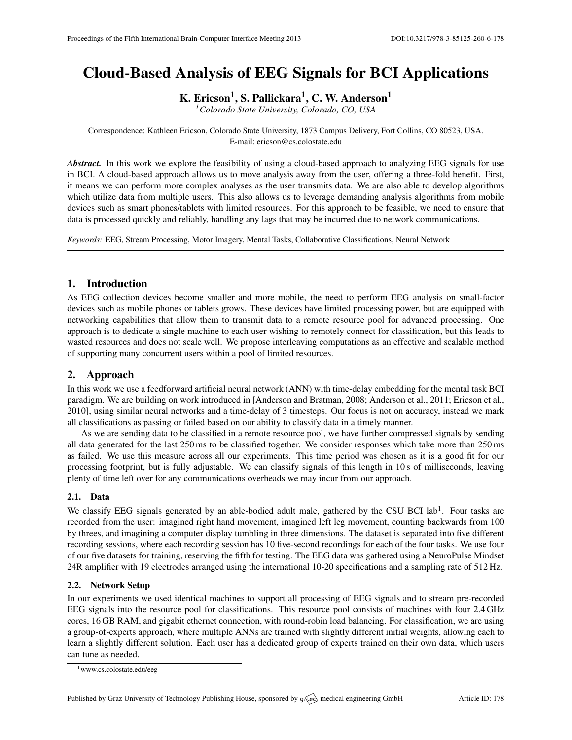# Cloud-Based Analysis of EEG Signals for BCI Applications

**K. Ericson[1], S. Pallickara[1], C. W. Anderson[1]**

[1]*Colorado State University, Colorado, CO, USA*

Correspondence: Kathleen Ericson, Colorado State University, 1873 Campus Delivery, Fort Collins, CO 80523, USA.
E-mail: ericson@cs.colostate.edu

***Abstract.*** In this work we explore the feasibility of using a cloud-based approach to analyzing EEG signals for use in BCI. A cloud-based approach allows us to move analysis away from the user, offering a three-fold benefit. First, it means we can perform more complex analyses as the user transmits data. We are also able to develop algorithms which utilize data from multiple users. This also allows us to leverage demanding analysis algorithms from mobile devices such as smart phones/tablets with limited resources. For this approach to be feasible, we need to ensure that data is processed quickly and reliably, handling any lags that may be incurred due to network communications.

*Keywords:* EEG, Stream Processing, Motor Imagery, Mental Tasks, Collaborative Classifications, Neural Network

## 1. Introduction

As EEG collection devices become smaller and more mobile, the need to perform EEG analysis on small-factor devices such as mobile phones or tablets grows. These devices have limited processing power, but are equipped with networking capabilities that allow them to transmit data to a remote resource pool for advanced processing. One approach is to dedicate a single machine to each user wishing to remotely connect for classification, but this leads to wasted resources and does not scale well. We propose interleaving computations as an effective and scalable method of supporting many concurrent users within a pool of limited resources.

## 2. Approach

In this work we use a feedforward artificial neural network (ANN) with time-delay embedding for the mental task BCI paradigm. We are building on work introduced in [Anderson and Bratman, 2008; Anderson et al., 2011; Ericson et al., 2010], using similar neural networks and a time-delay of 3 timesteps. Our focus is not on accuracy, instead we mark all classifications as passing or failed based on our ability to classify data in a timely manner.

As we are sending data to be classified in a remote resource pool, we have further compressed signals by sending all data generated for the last 250 ms to be classified together. We consider responses which take more than 250 ms as failed. We use this measure across all our experiments. This time period was chosen as it is a good fit for our processing footprint, but is fully adjustable. We can classify signals of this length in 10 s of milliseconds, leaving plenty of time left over for any communications overheads we may incur from our approach.

### 2.1. Data

We classify EEG signals generated by an able-bodied adult male, gathered by the CSU BCI lab[1]. Four tasks are recorded from the user: imagined right hand movement, imagined left leg movement, counting backwards from 100 by threes, and imagining a computer display tumbling in three dimensions. The dataset is separated into five different recording sessions, where each recording session has 10 five-second recordings for each of the four tasks. We use four of our five datasets for training, reserving the fifth for testing. The EEG data was gathered using a NeuroPulse Mindset 24R amplifier with 19 electrodes arranged using the international 10-20 specifications and a sampling rate of 512 Hz.

### 2.2. Network Setup

In our experiments we used identical machines to support all processing of EEG signals and to stream pre-recorded EEG signals into the resource pool for classifications. This resource pool consists of machines with four 2.4 GHz cores, 16 GB RAM, and gigabit ethernet connection, with round-robin load balancing. For classification, we are using a group-of-experts approach, where multiple ANNs are trained with slightly different initial weights, allowing each to learn a slightly different solution. Each user has a dedicated group of experts trained on their own data, which users can tune as needed.

[1] www.cs.colostate.edu/eeg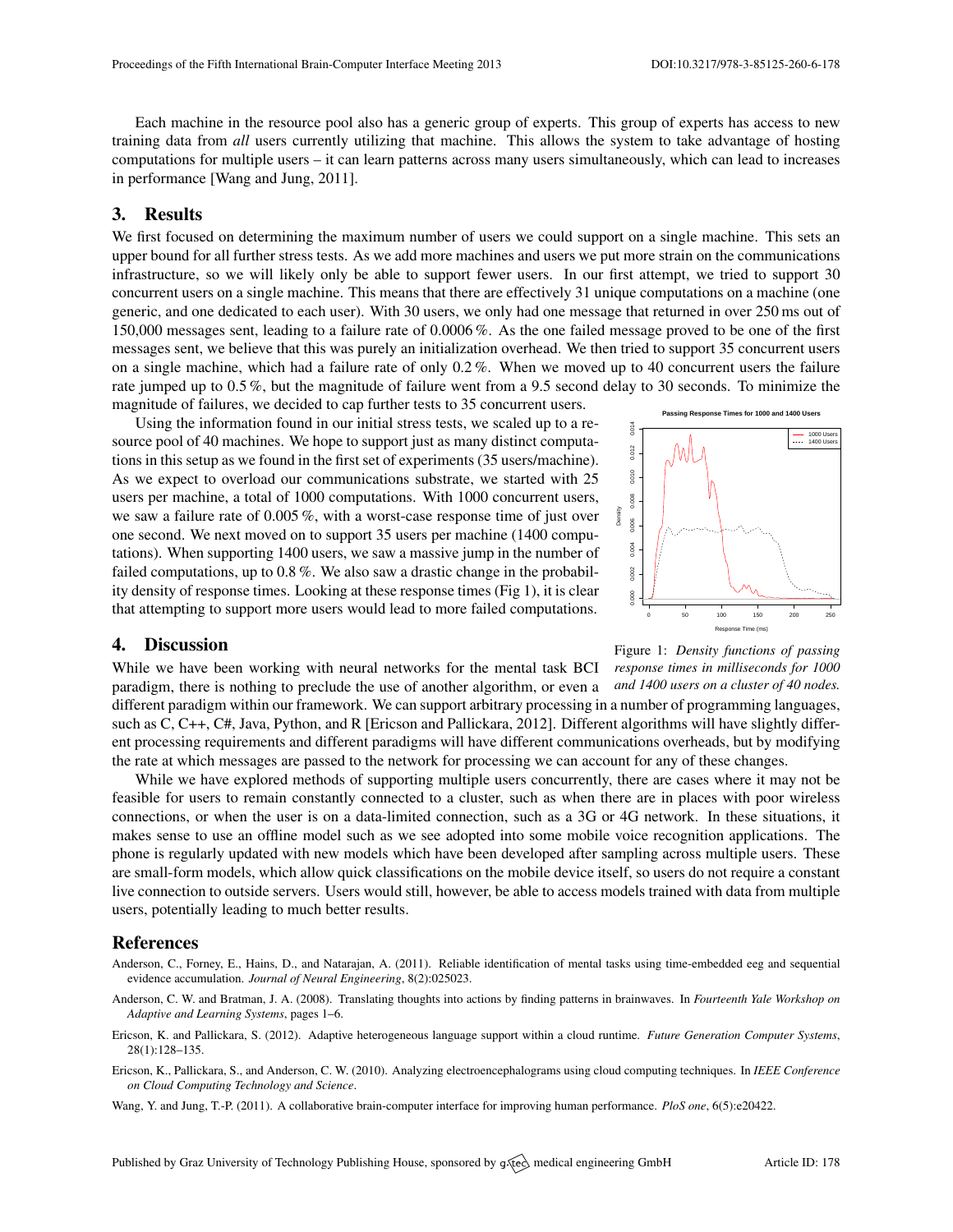Each machine in the resource pool also has a generic group of experts. This group of experts has access to new training data from *all* users currently utilizing that machine. This allows the system to take advantage of hosting computations for multiple users – it can learn patterns across many users simultaneously, which can lead to increases in performance [Wang and Jung, 2011].

## 3. Results

We first focused on determining the maximum number of users we could support on a single machine. This sets an upper bound for all further stress tests. As we add more machines and users we put more strain on the communications infrastructure, so we will likely only be able to support fewer users. In our first attempt, we tried to support 30 concurrent users on a single machine. This means that there are effectively 31 unique computations on a machine (one generic, and one dedicated to each user). With 30 users, we only had one message that returned in over 250 ms out of 150,000 messages sent, leading to a failure rate of 0.0006 %. As the one failed message proved to be one of the first messages sent, we believe that this was purely an initialization overhead. We then tried to support 35 concurrent users on a single machine, which had a failure rate of only 0.2 %. When we moved up to 40 concurrent users the failure rate jumped up to 0.5 %, but the magnitude of failure went from a 9.5 second delay to 30 seconds. To minimize the magnitude of failures, we decided to cap further tests to 35 concurrent users.

Using the information found in our initial stress tests, we scaled up to a resource pool of 40 machines. We hope to support just as many distinct computations in this setup as we found in the first set of experiments (35 users/machine). As we expect to overload our communications substrate, we started with 25 users per machine, a total of 1000 computations. With 1000 concurrent users, we saw a failure rate of 0.005 %, with a worst-case response time of just over one second. We next moved on to support 35 users per machine (1400 computations). When supporting 1400 users, we saw a massive jump in the number of failed computations, up to 0.8 %. We also saw a drastic change in the probability density of response times. Looking at these response times (Fig 1), it is clear that attempting to support more users would lead to more failed computations.

Passing Response Times for 1000 and 1400 Users

Density

0.000
0.002
0.004
0.006
0.008
0.010
0.012
0.014

1000 Users
1400 Users

0
50
100
150
200
250

Response Time (ms)

Figure 1: *Density functions of passing response times in milliseconds for 1000 and 1400 users on a cluster of 40 nodes.*

## 4. Discussion

While we have been working with neural networks for the mental task BCI paradigm, there is nothing to preclude the use of another algorithm, or even a different paradigm within our framework. We can support arbitrary processing in a number of programming languages, such as C, C++, C#, Java, Python, and R [Ericson and Pallickara, 2012]. Different algorithms will have slightly different processing requirements and different paradigms will have different communications overheads, but by modifying the rate at which messages are passed to the network for processing we can account for any of these changes.

While we have explored methods of supporting multiple users concurrently, there are cases where it may not be feasible for users to remain constantly connected to a cluster, such as when there are in places with poor wireless connections, or when the user is on a data-limited connection, such as a 3G or 4G network. In these situations, it makes sense to use an offline model such as we see adopted into some mobile voice recognition applications. The phone is regularly updated with new models which have been developed after sampling across multiple users. These are small-form models, which allow quick classifications on the mobile device itself, so users do not require a constant live connection to outside servers. Users would still, however, be able to access models trained with data from multiple users, potentially leading to much better results.

## References

Anderson, C., Forney, E., Hains, D., and Natarajan, A. (2011). Reliable identification of mental tasks using time-embedded eeg and sequential evidence accumulation. *Journal of Neural Engineering*, 8(2):025023.

Anderson, C. W. and Bratman, J. A. (2008). Translating thoughts into actions by finding patterns in brainwaves. In *Fourteenth Yale Workshop on Adaptive and Learning Systems*, pages 1–6.

Ericson, K. and Pallickara, S. (2012). Adaptive heterogeneous language support within a cloud runtime. *Future Generation Computer Systems*, 28(1):128–135.

Ericson, K., Pallickara, S., and Anderson, C. W. (2010). Analyzing electroencephalograms using cloud computing techniques. In *IEEE Conference on Cloud Computing Technology and Science*.

Wang, Y. and Jung, T.-P. (2011). A collaborative brain-computer interface for improving human performance. *PloS one*, 6(5):e20422.